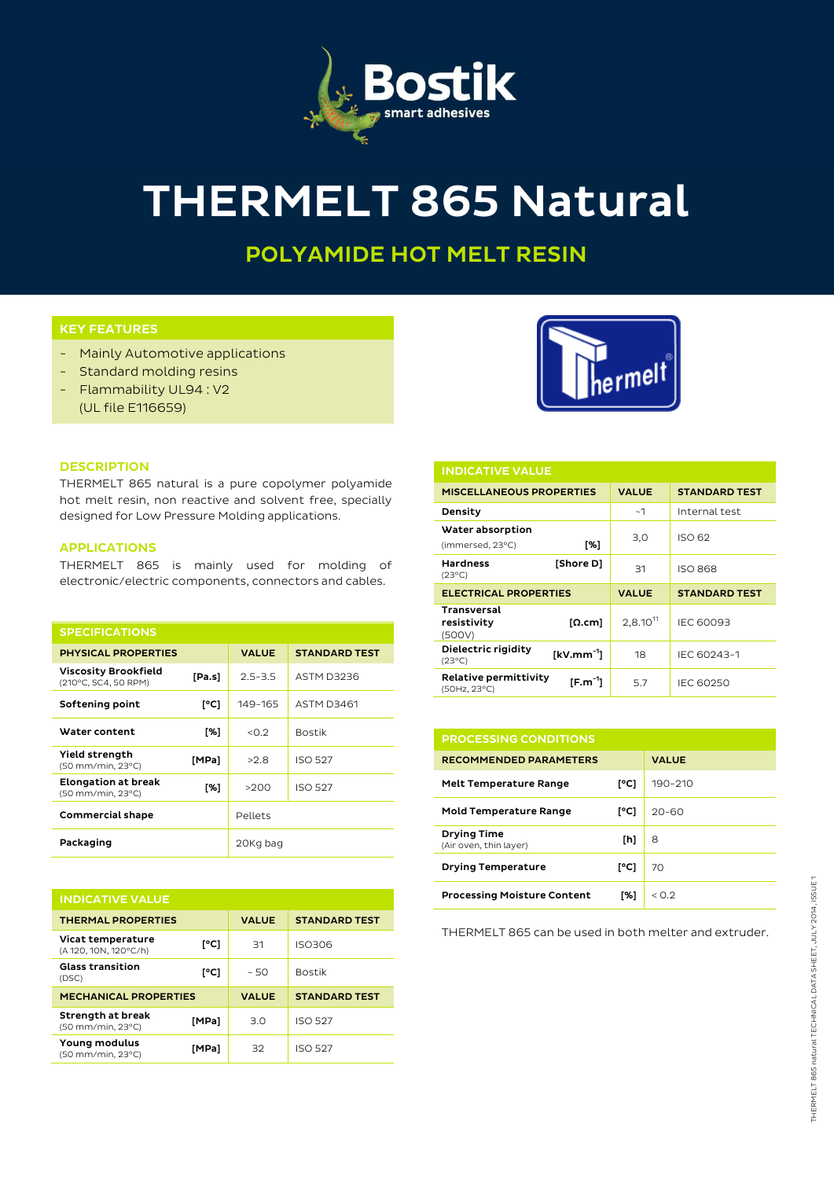# THERMELT 865 Natural

## POLYAMIDE HOT MELT RESIN

### KEY FEATURES

- Mainly Automotive applications
- Standard molding resins
- Flammability UL94 : V2
  (UL file E116659)

### DESCRIPTION

THERMELT 865 natural is a pure copolymer polyamide hot melt resin, non reactive and solvent free, specially designed for Low Pressure Molding applications.

### APPLICATIONS

THERMELT 865 is mainly used for molding of electronic/electric components, connectors and cables.

### SPECIFICATIONS

| PHYSICAL PROPERTIES | | VALUE | STANDARD TEST |
|---|---|---|---|
| Viscosity Brookfield (210°C, SC4, 50 RPM) | [Pa.s] | 2.5-3.5 | ASTM D3236 |
| Softening point | [°C] | 149-165 | ASTM D3461 |
| Water content | [%] | <0.2 | Bostik |
| Yield strength (50 mm/min, 23°C) | [MPa] | >2.8 | ISO 527 |
| Elongation at break (50 mm/min, 23°C) | [%] | >200 | ISO 527 |
| Commercial shape | | Pellets | |
| Packaging | | 20Kg bag | |

### INDICATIVE VALUE

| THERMAL PROPERTIES | | VALUE | STANDARD TEST |
|---|---|---|---|
| Vicat temperature (A 120, 10N, 120°C/h) | [°C] | 31 | ISO306 |
| Glass transition (DSC) | [°C] | - 50 | Bostik |
| **MECHANICAL PROPERTIES** | | **VALUE** | **STANDARD TEST** |
| Strength at break (50 mm/min, 23°C) | [MPa] | 3.0 | ISO 527 |
| Young modulus (50 mm/min, 23°C) | [MPa] | 32 | ISO 527 |

### INDICATIVE VALUE

| MISCELLANEOUS PROPERTIES | | VALUE | STANDARD TEST |
|---|---|---|---|
| Density | | ~1 | Internal test |
| Water absorption (immersed, 23°C) | [%] | 3,0 | ISO 62 |
| Hardness (23°C) | [Shore D] | 31 | ISO 868 |
| **ELECTRICAL PROPERTIES** | | **VALUE** | **STANDARD TEST** |
| Transversal resistivity (500V) | [Ω.cm] | $2{,}8.10^{11}$ | IEC 60093 |
| Dielectric rigidity (23°C) | [$kV.mm^{-1}$] | 18 | IEC 60243-1 |
| Relative permittivity (50Hz, 23°C) | [$F.m^{-1}$] | 5.7 | IEC 60250 |

### PROCESSING CONDITIONS

| RECOMMENDED PARAMETERS | | VALUE |
|---|---|---|
| Melt Temperature Range | [°C] | 190-210 |
| Mold Temperature Range | [°C] | 20-60 |
| Drying Time (Air oven, thin layer) | [h] | 8 |
| Drying Temperature | [°C] | 70 |
| Processing Moisture Content | [%] | < 0.2 |

THERMELT 865 can be used in both melter and extruder.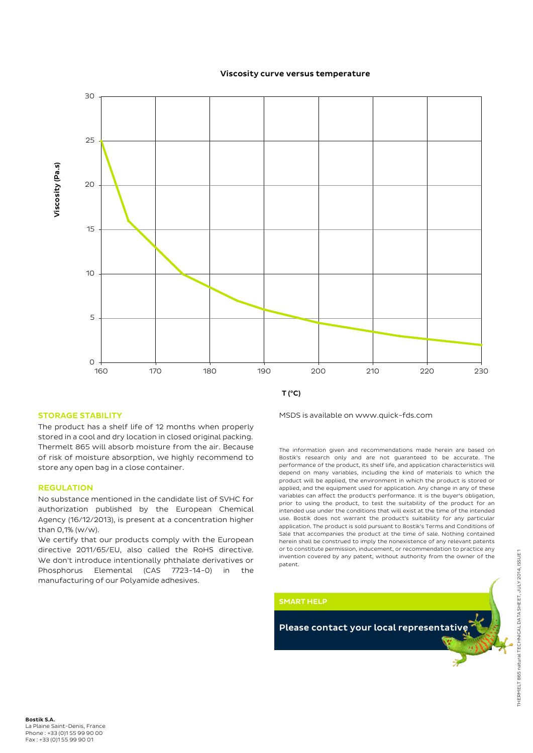**Viscosity curve versus temperature**

Viscosity (Pa.s)

30
25
20
15
10
5
0

160 170 180 190 200 210 220 230

T (°C)

## STORAGE STABILITY

The product has a shelf life of 12 months when properly stored in a cool and dry location in closed original packing. Thermelt 865 will absorb moisture from the air. Because of risk of moisture absorption, we highly recommend to store any open bag in a close container.

## REGULATION

No substance mentioned in the candidate list of SVHC for authorization published by the European Chemical Agency (16/12/2013), is present at a concentration higher than 0,1% (w/w).

We certify that our products comply with the European directive 2011/65/EU, also called the RoHS directive. We don't introduce intentionally phthalate derivatives or Phosphorus Elemental (CAS 7723-14-0) in the manufacturing of our Polyamide adhesives.

MSDS is available on www.quick-fds.com

The information given and recommendations made herein are based on Bostik's research only and are not guaranteed to be accurate. The performance of the product, its shelf life, and application characteristics will depend on many variables, including the kind of materials to which the product will be applied, the environment in which the product is stored or applied, and the equipment used for application. Any change in any of these variables can affect the product's performance. It is the buyer's obligation, prior to using the product, to test the suitability of the product for an intended use under the conditions that will exist at the time of the intended use. Bostik does not warrant the product's suitability for any particular application. The product is sold pursuant to Bostik's Terms and Conditions of Sale that accompanies the product at the time of sale. Nothing contained herein shall be construed to imply the nonexistence of any relevant patents or to constitute permission, inducement, or recommendation to practice any invention covered by any patent, without authority from the owner of the patent.

**SMART HELP**

**Please contact your local representative**

THERMELT 865 natural TECHNICAL DATA SHEET, JULY 2014, ISSUE 1

**Bostik S.A.**
La Plaine Saint-Denis, France
Phone : +33 (0)1 55 99 90 00
Fax : +33 (0)1 55 99 90 01